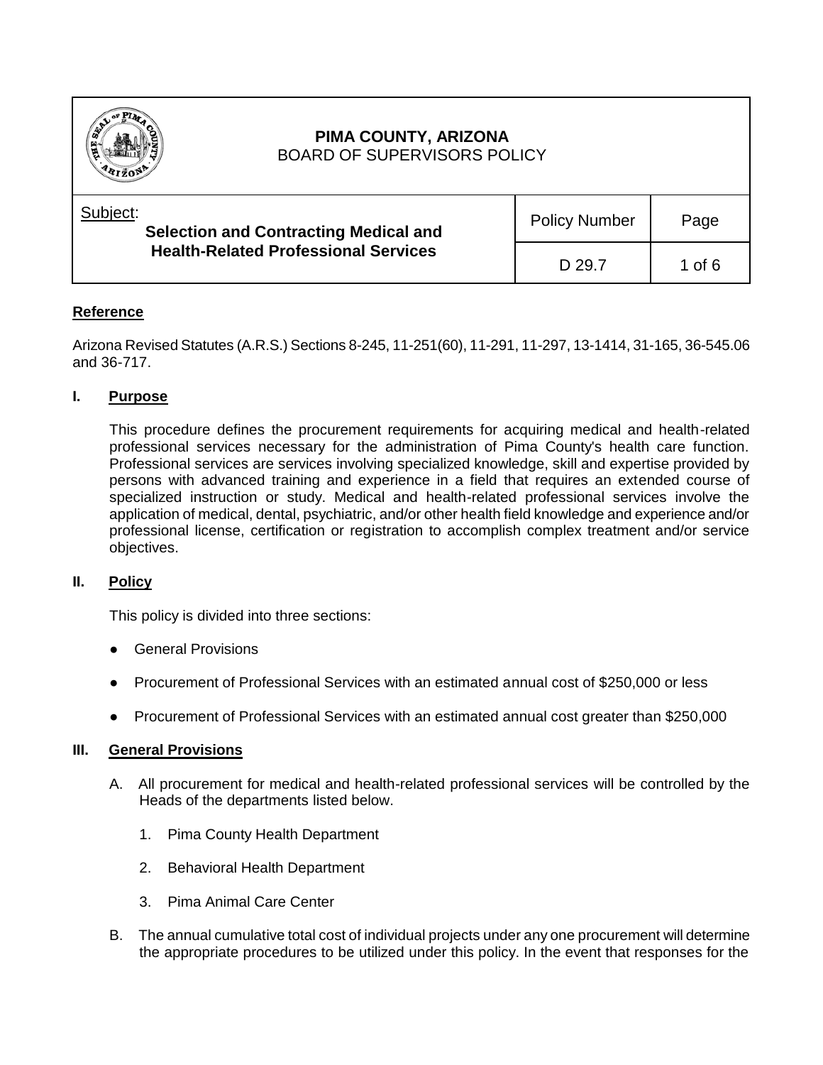# PIMA COUNTY, ARIZONA
BOARD OF SUPERVISORS POLICY

| Subject: Selection and Contracting Medical and Health-Related Professional Services | Policy Number | Page |
|---|---|---|
| | D 29.7 | 1 of 6 |

## Reference

Arizona Revised Statutes (A.R.S.) Sections 8-245, 11-251(60), 11-291, 11-297, 13-1414, 31-165, 36-545.06 and 36-717.

## I. Purpose

This procedure defines the procurement requirements for acquiring medical and health-related professional services necessary for the administration of Pima County's health care function. Professional services are services involving specialized knowledge, skill and expertise provided by persons with advanced training and experience in a field that requires an extended course of specialized instruction or study. Medical and health-related professional services involve the application of medical, dental, psychiatric, and/or other health field knowledge and experience and/or professional license, certification or registration to accomplish complex treatment and/or service objectives.

## II. Policy

This policy is divided into three sections:

- General Provisions
- Procurement of Professional Services with an estimated annual cost of $250,000 or less
- Procurement of Professional Services with an estimated annual cost greater than $250,000

## III. General Provisions

A. All procurement for medical and health-related professional services will be controlled by the Heads of the departments listed below.

1. Pima County Health Department
2. Behavioral Health Department
3. Pima Animal Care Center

B. The annual cumulative total cost of individual projects under any one procurement will determine the appropriate procedures to be utilized under this policy. In the event that responses for the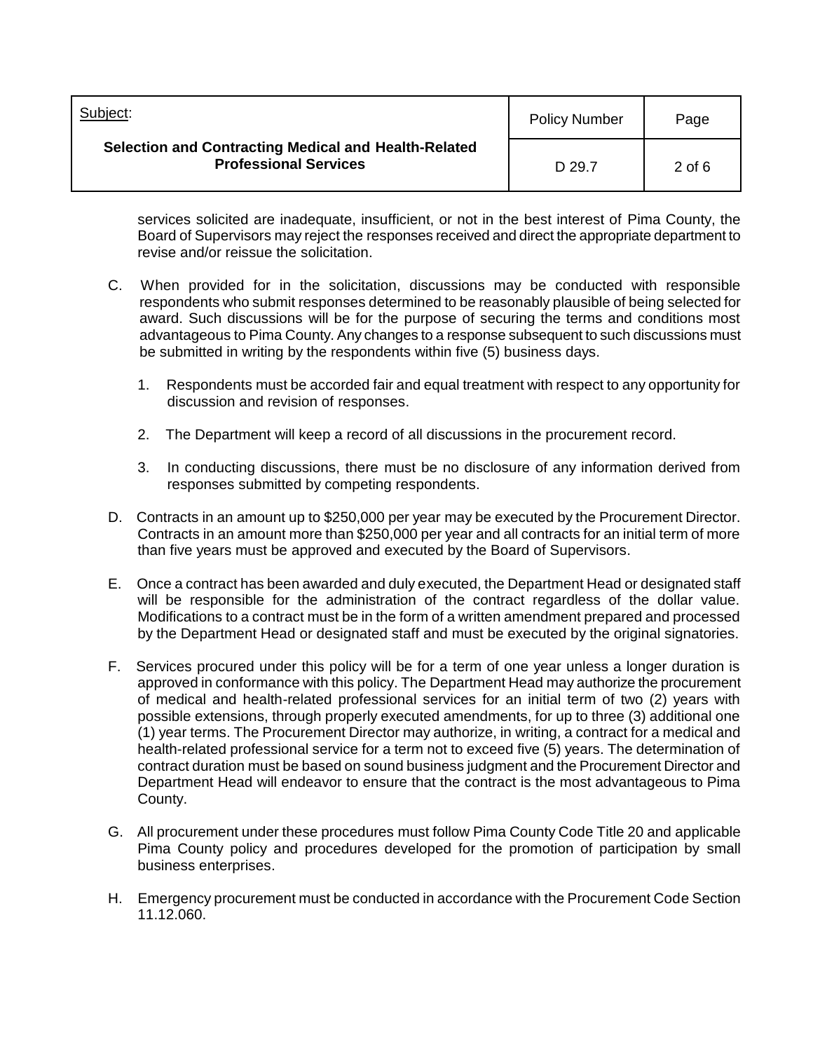services solicited are inadequate, insufficient, or not in the best interest of Pima County, the Board of Supervisors may reject the responses received and direct the appropriate department to revise and/or reissue the solicitation.

C. When provided for in the solicitation, discussions may be conducted with responsible respondents who submit responses determined to be reasonably plausible of being selected for award. Such discussions will be for the purpose of securing the terms and conditions most advantageous to Pima County. Any changes to a response subsequent to such discussions must be submitted in writing by the respondents within five (5) business days.

   1. Respondents must be accorded fair and equal treatment with respect to any opportunity for discussion and revision of responses.

   2. The Department will keep a record of all discussions in the procurement record.

   3. In conducting discussions, there must be no disclosure of any information derived from responses submitted by competing respondents.

D. Contracts in an amount up to $250,000 per year may be executed by the Procurement Director. Contracts in an amount more than $250,000 per year and all contracts for an initial term of more than five years must be approved and executed by the Board of Supervisors.

E. Once a contract has been awarded and duly executed, the Department Head or designated staff will be responsible for the administration of the contract regardless of the dollar value. Modifications to a contract must be in the form of a written amendment prepared and processed by the Department Head or designated staff and must be executed by the original signatories.

F. Services procured under this policy will be for a term of one year unless a longer duration is approved in conformance with this policy. The Department Head may authorize the procurement of medical and health-related professional services for an initial term of two (2) years with possible extensions, through properly executed amendments, for up to three (3) additional one (1) year terms. The Procurement Director may authorize, in writing, a contract for a medical and health-related professional service for a term not to exceed five (5) years. The determination of contract duration must be based on sound business judgment and the Procurement Director and Department Head will endeavor to ensure that the contract is the most advantageous to Pima County.

G. All procurement under these procedures must follow Pima County Code Title 20 and applicable Pima County policy and procedures developed for the promotion of participation by small business enterprises.

H. Emergency procurement must be conducted in accordance with the Procurement Code Section 11.12.060.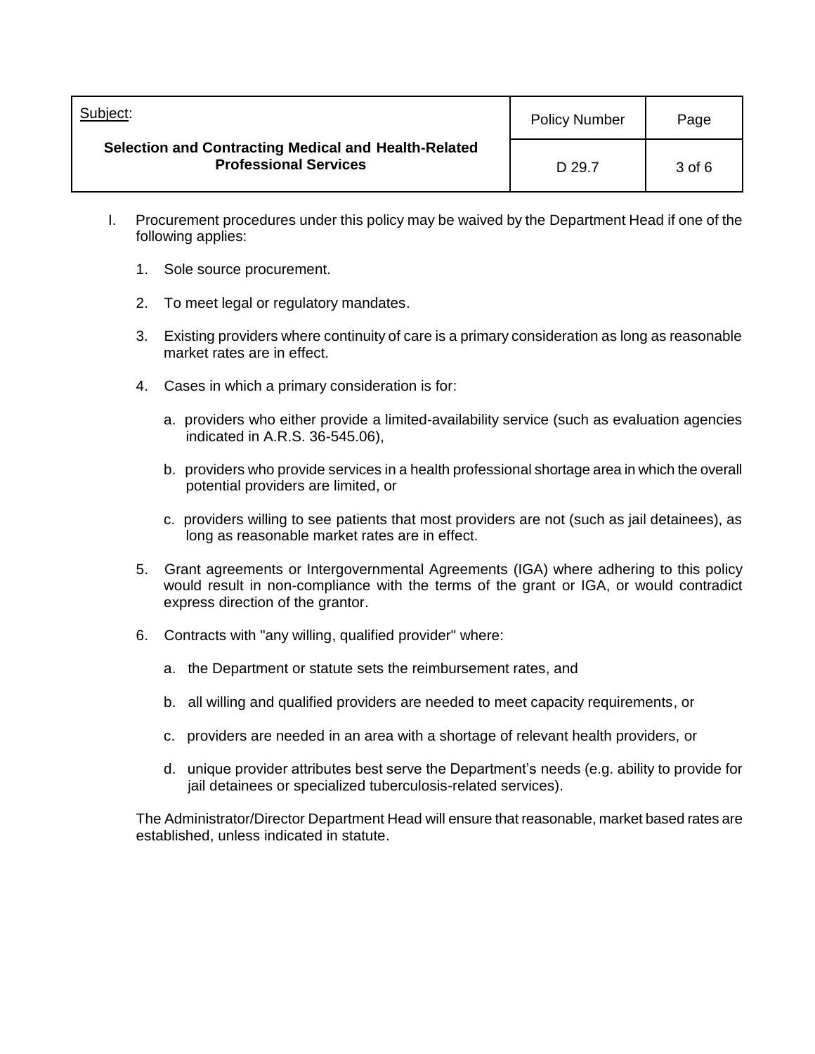I. Procurement procedures under this policy may be waived by the Department Head if one of the following applies:

   1. Sole source procurement.

   2. To meet legal or regulatory mandates.

   3. Existing providers where continuity of care is a primary consideration as long as reasonable market rates are in effect.

   4. Cases in which a primary consideration is for:

      a. providers who either provide a limited-availability service (such as evaluation agencies indicated in A.R.S. 36-545.06),

      b. providers who provide services in a health professional shortage area in which the overall potential providers are limited, or

      c. providers willing to see patients that most providers are not (such as jail detainees), as long as reasonable market rates are in effect.

   5. Grant agreements or Intergovernmental Agreements (IGA) where adhering to this policy would result in non-compliance with the terms of the grant or IGA, or would contradict express direction of the grantor.

   6. Contracts with "any willing, qualified provider" where:

      a. the Department or statute sets the reimbursement rates, and

      b. all willing and qualified providers are needed to meet capacity requirements, or

      c. providers are needed in an area with a shortage of relevant health providers, or

      d. unique provider attributes best serve the Department's needs (e.g. ability to provide for jail detainees or specialized tuberculosis-related services).

   The Administrator/Director Department Head will ensure that reasonable, market based rates are established, unless indicated in statute.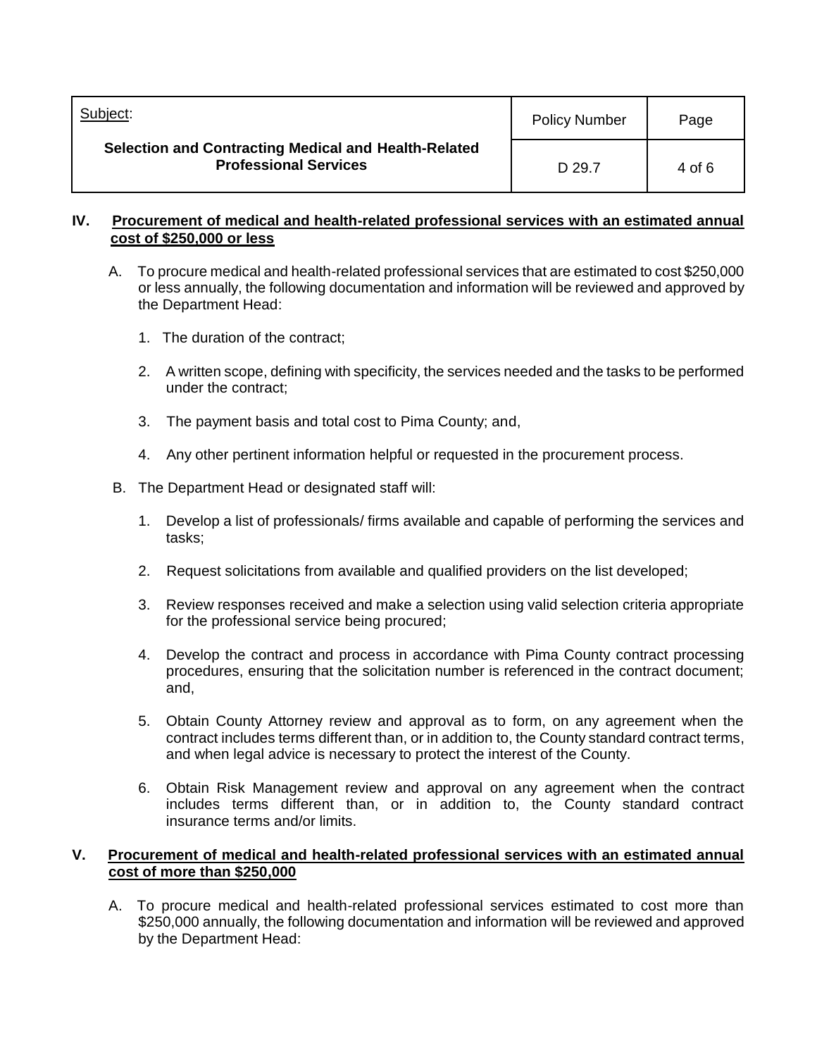## IV. Procurement of medical and health-related professional services with an estimated annual cost of $250,000 or less

A. To procure medical and health-related professional services that are estimated to cost $250,000 or less annually, the following documentation and information will be reviewed and approved by the Department Head:

1. The duration of the contract;

2. A written scope, defining with specificity, the services needed and the tasks to be performed under the contract;

3. The payment basis and total cost to Pima County; and,

4. Any other pertinent information helpful or requested in the procurement process.

B. The Department Head or designated staff will:

1. Develop a list of professionals/ firms available and capable of performing the services and tasks;

2. Request solicitations from available and qualified providers on the list developed;

3. Review responses received and make a selection using valid selection criteria appropriate for the professional service being procured;

4. Develop the contract and process in accordance with Pima County contract processing procedures, ensuring that the solicitation number is referenced in the contract document; and,

5. Obtain County Attorney review and approval as to form, on any agreement when the contract includes terms different than, or in addition to, the County standard contract terms, and when legal advice is necessary to protect the interest of the County.

6. Obtain Risk Management review and approval on any agreement when the contract includes terms different than, or in addition to, the County standard contract insurance terms and/or limits.

## V. Procurement of medical and health-related professional services with an estimated annual cost of more than $250,000

A. To procure medical and health-related professional services estimated to cost more than $250,000 annually, the following documentation and information will be reviewed and approved by the Department Head: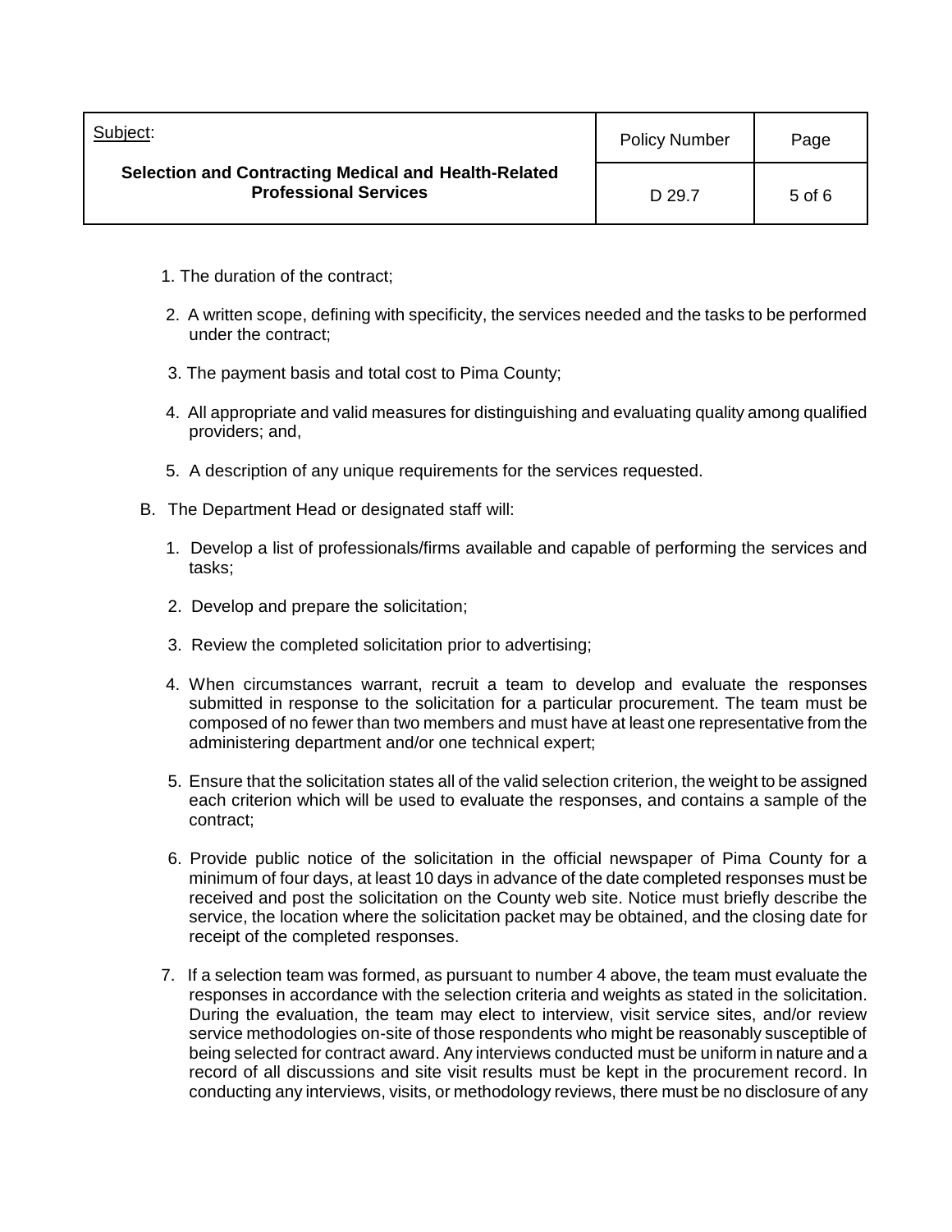1. The duration of the contract;

2. A written scope, defining with specificity, the services needed and the tasks to be performed under the contract;

3. The payment basis and total cost to Pima County;

4. All appropriate and valid measures for distinguishing and evaluating quality among qualified providers; and,

5. A description of any unique requirements for the services requested.

B. The Department Head or designated staff will:

1. Develop a list of professionals/firms available and capable of performing the services and tasks;

2. Develop and prepare the solicitation;

3. Review the completed solicitation prior to advertising;

4. When circumstances warrant, recruit a team to develop and evaluate the responses submitted in response to the solicitation for a particular procurement. The team must be composed of no fewer than two members and must have at least one representative from the administering department and/or one technical expert;

5. Ensure that the solicitation states all of the valid selection criterion, the weight to be assigned each criterion which will be used to evaluate the responses, and contains a sample of the contract;

6. Provide public notice of the solicitation in the official newspaper of Pima County for a minimum of four days, at least 10 days in advance of the date completed responses must be received and post the solicitation on the County web site. Notice must briefly describe the service, the location where the solicitation packet may be obtained, and the closing date for receipt of the completed responses.

7. If a selection team was formed, as pursuant to number 4 above, the team must evaluate the responses in accordance with the selection criteria and weights as stated in the solicitation. During the evaluation, the team may elect to interview, visit service sites, and/or review service methodologies on-site of those respondents who might be reasonably susceptible of being selected for contract award. Any interviews conducted must be uniform in nature and a record of all discussions and site visit results must be kept in the procurement record. In conducting any interviews, visits, or methodology reviews, there must be no disclosure of any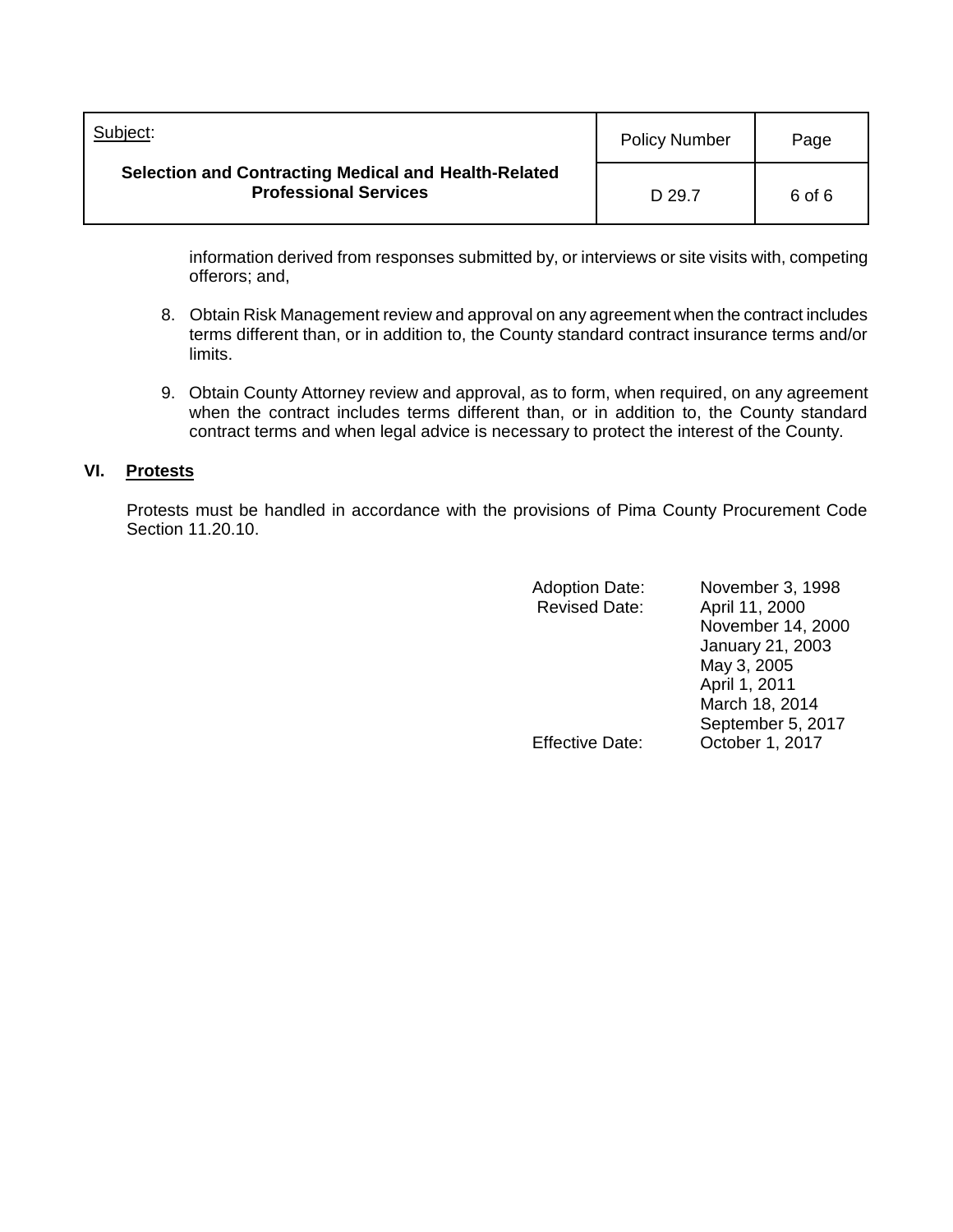information derived from responses submitted by, or interviews or site visits with, competing offerors; and,

8. Obtain Risk Management review and approval on any agreement when the contract includes terms different than, or in addition to, the County standard contract insurance terms and/or limits.

9. Obtain County Attorney review and approval, as to form, when required, on any agreement when the contract includes terms different than, or in addition to, the County standard contract terms and when legal advice is necessary to protect the interest of the County.

## VI. Protests

Protests must be handled in accordance with the provisions of Pima County Procurement Code Section 11.20.10.

| | |
|---|---|
| Adoption Date: | November 3, 1998 |
| Revised Date: | April 11, 2000 |
| | November 14, 2000 |
| | January 21, 2003 |
| | May 3, 2005 |
| | April 1, 2011 |
| | March 18, 2014 |
| | September 5, 2017 |
| Effective Date: | October 1, 2017 |